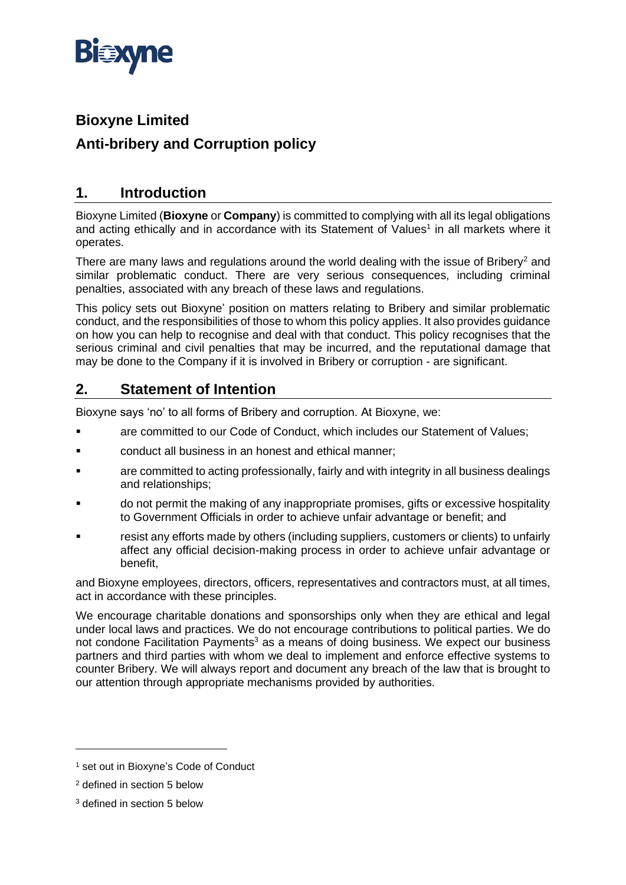# Bioxyne Limited

# Anti-bribery and Corruption policy

## 1. Introduction

Bioxyne Limited (**Bioxyne** or **Company**) is committed to complying with all its legal obligations and acting ethically and in accordance with its Statement of Values[1] in all markets where it operates.

There are many laws and regulations around the world dealing with the issue of Bribery[2] and similar problematic conduct. There are very serious consequences, including criminal penalties, associated with any breach of these laws and regulations.

This policy sets out Bioxyne' position on matters relating to Bribery and similar problematic conduct, and the responsibilities of those to whom this policy applies. It also provides guidance on how you can help to recognise and deal with that conduct. This policy recognises that the serious criminal and civil penalties that may be incurred, and the reputational damage that may be done to the Company if it is involved in Bribery or corruption - are significant.

## 2. Statement of Intention

Bioxyne says 'no' to all forms of Bribery and corruption. At Bioxyne, we:

- are committed to our Code of Conduct, which includes our Statement of Values;
- conduct all business in an honest and ethical manner;
- are committed to acting professionally, fairly and with integrity in all business dealings and relationships;
- do not permit the making of any inappropriate promises, gifts or excessive hospitality to Government Officials in order to achieve unfair advantage or benefit; and
- resist any efforts made by others (including suppliers, customers or clients) to unfairly affect any official decision-making process in order to achieve unfair advantage or benefit,

and Bioxyne employees, directors, officers, representatives and contractors must, at all times, act in accordance with these principles.

We encourage charitable donations and sponsorships only when they are ethical and legal under local laws and practices. We do not encourage contributions to political parties. We do not condone Facilitation Payments[3] as a means of doing business. We expect our business partners and third parties with whom we deal to implement and enforce effective systems to counter Bribery. We will always report and document any breach of the law that is brought to our attention through appropriate mechanisms provided by authorities.

---

[1] set out in Bioxyne's Code of Conduct

[2] defined in section 5 below

[3] defined in section 5 below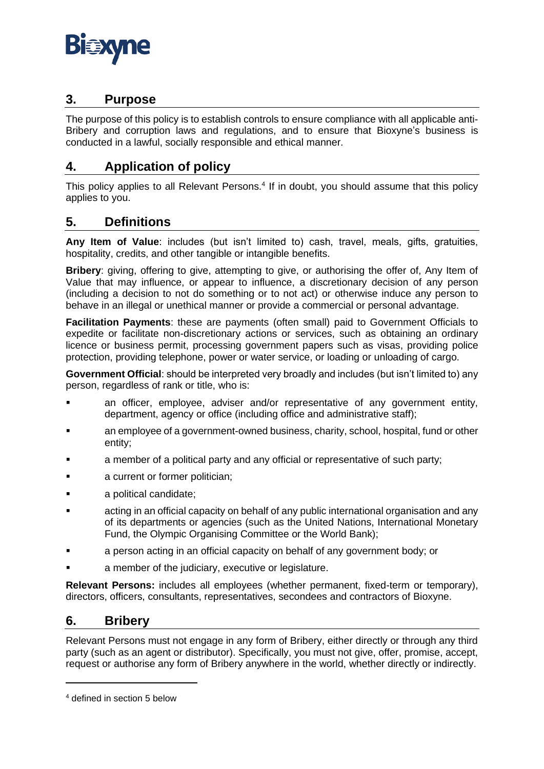## 3. Purpose

The purpose of this policy is to establish controls to ensure compliance with all applicable anti-Bribery and corruption laws and regulations, and to ensure that Bioxyne's business is conducted in a lawful, socially responsible and ethical manner.

## 4. Application of policy

This policy applies to all Relevant Persons.[4] If in doubt, you should assume that this policy applies to you.

## 5. Definitions

**Any Item of Value**: includes (but isn't limited to) cash, travel, meals, gifts, gratuities, hospitality, credits, and other tangible or intangible benefits.

**Bribery**: giving, offering to give, attempting to give, or authorising the offer of, Any Item of Value that may influence, or appear to influence, a discretionary decision of any person (including a decision to not do something or to not act) or otherwise induce any person to behave in an illegal or unethical manner or provide a commercial or personal advantage.

**Facilitation Payments**: these are payments (often small) paid to Government Officials to expedite or facilitate non-discretionary actions or services, such as obtaining an ordinary licence or business permit, processing government papers such as visas, providing police protection, providing telephone, power or water service, or loading or unloading of cargo.

**Government Official**: should be interpreted very broadly and includes (but isn't limited to) any person, regardless of rank or title, who is:

- an officer, employee, adviser and/or representative of any government entity, department, agency or office (including office and administrative staff);
- an employee of a government-owned business, charity, school, hospital, fund or other entity;
- a member of a political party and any official or representative of such party;
- a current or former politician;
- a political candidate;
- acting in an official capacity on behalf of any public international organisation and any of its departments or agencies (such as the United Nations, International Monetary Fund, the Olympic Organising Committee or the World Bank);
- a person acting in an official capacity on behalf of any government body; or
- a member of the judiciary, executive or legislature.

**Relevant Persons:** includes all employees (whether permanent, fixed-term or temporary), directors, officers, consultants, representatives, secondees and contractors of Bioxyne.

## 6. Bribery

Relevant Persons must not engage in any form of Bribery, either directly or through any third party (such as an agent or distributor). Specifically, you must not give, offer, promise, accept, request or authorise any form of Bribery anywhere in the world, whether directly or indirectly.

---

[4] defined in section 5 below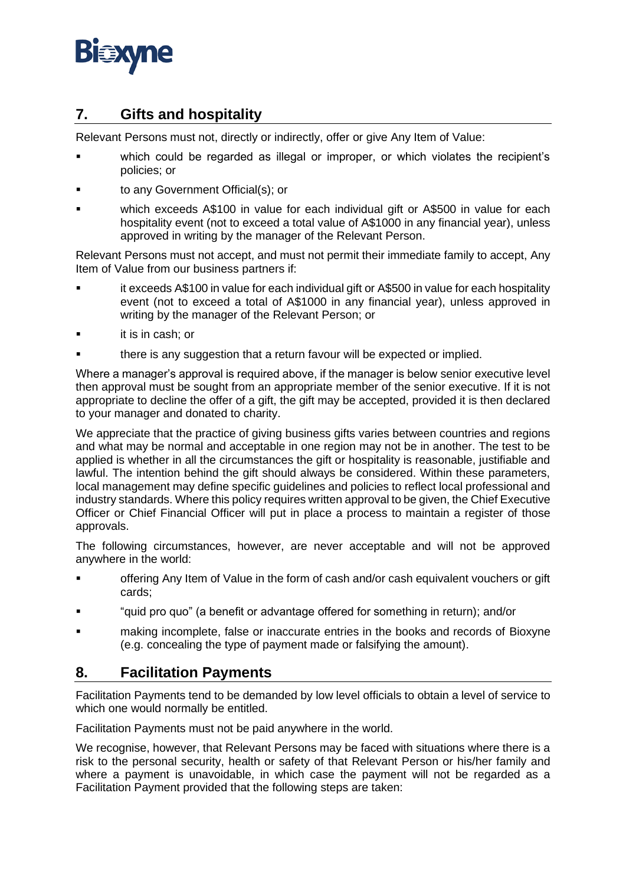## 7. Gifts and hospitality

Relevant Persons must not, directly or indirectly, offer or give Any Item of Value:

- which could be regarded as illegal or improper, or which violates the recipient's policies; or
- to any Government Official(s); or
- which exceeds A$100 in value for each individual gift or A$500 in value for each hospitality event (not to exceed a total value of A$1000 in any financial year), unless approved in writing by the manager of the Relevant Person.

Relevant Persons must not accept, and must not permit their immediate family to accept, Any Item of Value from our business partners if:

- it exceeds A$100 in value for each individual gift or A$500 in value for each hospitality event (not to exceed a total of A$1000 in any financial year), unless approved in writing by the manager of the Relevant Person; or
- it is in cash; or
- there is any suggestion that a return favour will be expected or implied.

Where a manager's approval is required above, if the manager is below senior executive level then approval must be sought from an appropriate member of the senior executive. If it is not appropriate to decline the offer of a gift, the gift may be accepted, provided it is then declared to your manager and donated to charity.

We appreciate that the practice of giving business gifts varies between countries and regions and what may be normal and acceptable in one region may not be in another. The test to be applied is whether in all the circumstances the gift or hospitality is reasonable, justifiable and lawful. The intention behind the gift should always be considered. Within these parameters, local management may define specific guidelines and policies to reflect local professional and industry standards. Where this policy requires written approval to be given, the Chief Executive Officer or Chief Financial Officer will put in place a process to maintain a register of those approvals.

The following circumstances, however, are never acceptable and will not be approved anywhere in the world:

- offering Any Item of Value in the form of cash and/or cash equivalent vouchers or gift cards;
- "quid pro quo" (a benefit or advantage offered for something in return); and/or
- making incomplete, false or inaccurate entries in the books and records of Bioxyne (e.g. concealing the type of payment made or falsifying the amount).

## 8. Facilitation Payments

Facilitation Payments tend to be demanded by low level officials to obtain a level of service to which one would normally be entitled.

Facilitation Payments must not be paid anywhere in the world.

We recognise, however, that Relevant Persons may be faced with situations where there is a risk to the personal security, health or safety of that Relevant Person or his/her family and where a payment is unavoidable, in which case the payment will not be regarded as a Facilitation Payment provided that the following steps are taken: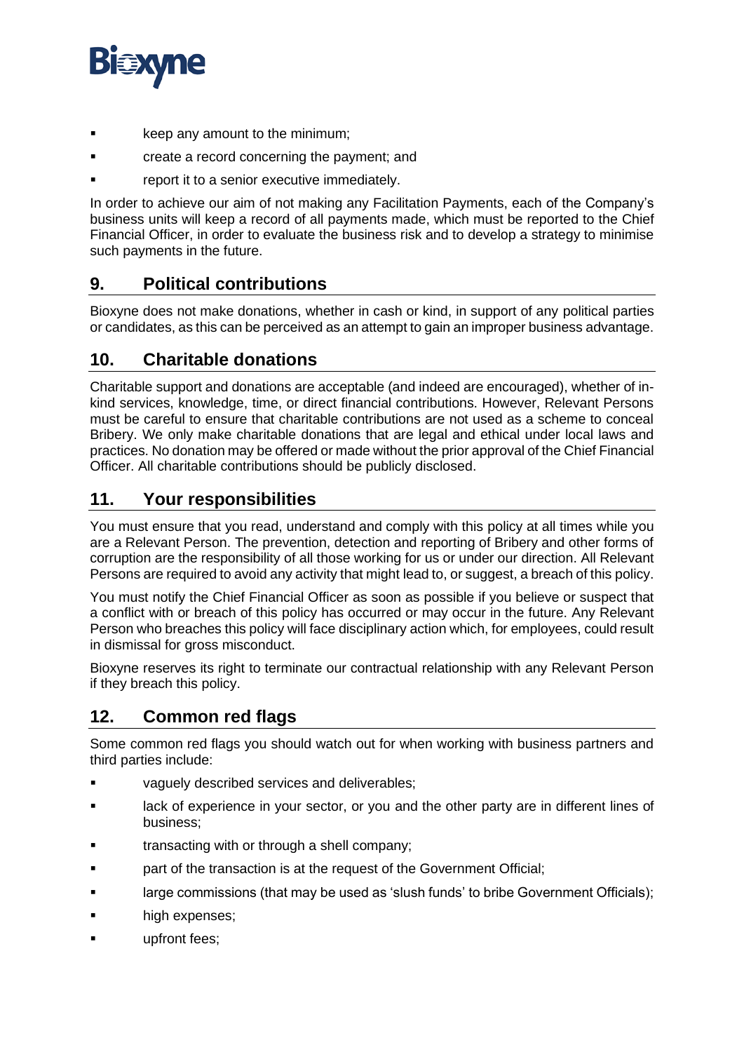- keep any amount to the minimum;
- create a record concerning the payment; and
- report it to a senior executive immediately.

In order to achieve our aim of not making any Facilitation Payments, each of the Company's business units will keep a record of all payments made, which must be reported to the Chief Financial Officer, in order to evaluate the business risk and to develop a strategy to minimise such payments in the future.

## 9. Political contributions

Bioxyne does not make donations, whether in cash or kind, in support of any political parties or candidates, as this can be perceived as an attempt to gain an improper business advantage.

## 10. Charitable donations

Charitable support and donations are acceptable (and indeed are encouraged), whether of in-kind services, knowledge, time, or direct financial contributions. However, Relevant Persons must be careful to ensure that charitable contributions are not used as a scheme to conceal Bribery. We only make charitable donations that are legal and ethical under local laws and practices. No donation may be offered or made without the prior approval of the Chief Financial Officer. All charitable contributions should be publicly disclosed.

## 11. Your responsibilities

You must ensure that you read, understand and comply with this policy at all times while you are a Relevant Person. The prevention, detection and reporting of Bribery and other forms of corruption are the responsibility of all those working for us or under our direction. All Relevant Persons are required to avoid any activity that might lead to, or suggest, a breach of this policy.

You must notify the Chief Financial Officer as soon as possible if you believe or suspect that a conflict with or breach of this policy has occurred or may occur in the future. Any Relevant Person who breaches this policy will face disciplinary action which, for employees, could result in dismissal for gross misconduct.

Bioxyne reserves its right to terminate our contractual relationship with any Relevant Person if they breach this policy.

## 12. Common red flags

Some common red flags you should watch out for when working with business partners and third parties include:

- vaguely described services and deliverables;
- lack of experience in your sector, or you and the other party are in different lines of business;
- transacting with or through a shell company;
- part of the transaction is at the request of the Government Official;
- large commissions (that may be used as 'slush funds' to bribe Government Officials);
- high expenses;
- upfront fees;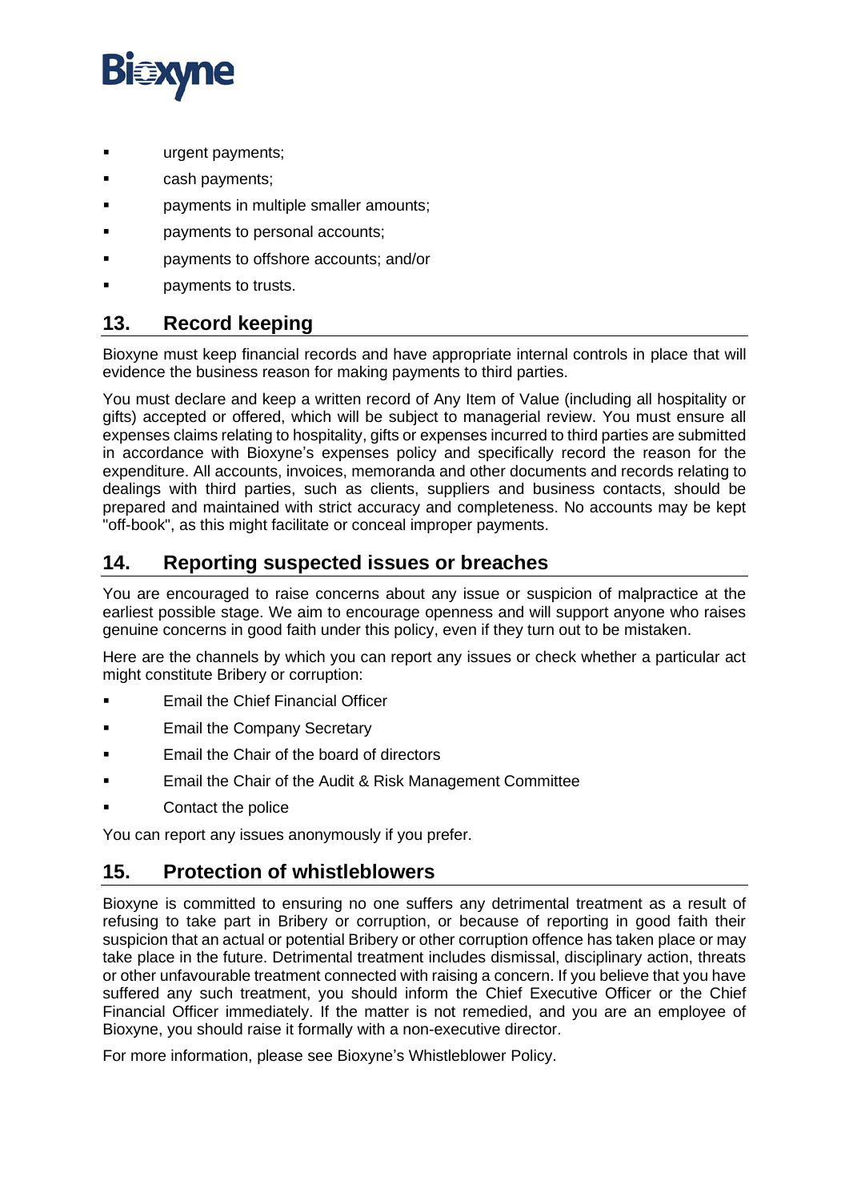- urgent payments;
- cash payments;
- payments in multiple smaller amounts;
- payments to personal accounts;
- payments to offshore accounts; and/or
- payments to trusts.

## 13. Record keeping

Bioxyne must keep financial records and have appropriate internal controls in place that will evidence the business reason for making payments to third parties.

You must declare and keep a written record of Any Item of Value (including all hospitality or gifts) accepted or offered, which will be subject to managerial review. You must ensure all expenses claims relating to hospitality, gifts or expenses incurred to third parties are submitted in accordance with Bioxyne's expenses policy and specifically record the reason for the expenditure. All accounts, invoices, memoranda and other documents and records relating to dealings with third parties, such as clients, suppliers and business contacts, should be prepared and maintained with strict accuracy and completeness. No accounts may be kept "off-book", as this might facilitate or conceal improper payments.

## 14. Reporting suspected issues or breaches

You are encouraged to raise concerns about any issue or suspicion of malpractice at the earliest possible stage. We aim to encourage openness and will support anyone who raises genuine concerns in good faith under this policy, even if they turn out to be mistaken.

Here are the channels by which you can report any issues or check whether a particular act might constitute Bribery or corruption:

- Email the Chief Financial Officer
- Email the Company Secretary
- Email the Chair of the board of directors
- Email the Chair of the Audit & Risk Management Committee
- Contact the police

You can report any issues anonymously if you prefer.

## 15. Protection of whistleblowers

Bioxyne is committed to ensuring no one suffers any detrimental treatment as a result of refusing to take part in Bribery or corruption, or because of reporting in good faith their suspicion that an actual or potential Bribery or other corruption offence has taken place or may take place in the future. Detrimental treatment includes dismissal, disciplinary action, threats or other unfavourable treatment connected with raising a concern. If you believe that you have suffered any such treatment, you should inform the Chief Executive Officer or the Chief Financial Officer immediately. If the matter is not remedied, and you are an employee of Bioxyne, you should raise it formally with a non-executive director.

For more information, please see Bioxyne's Whistleblower Policy.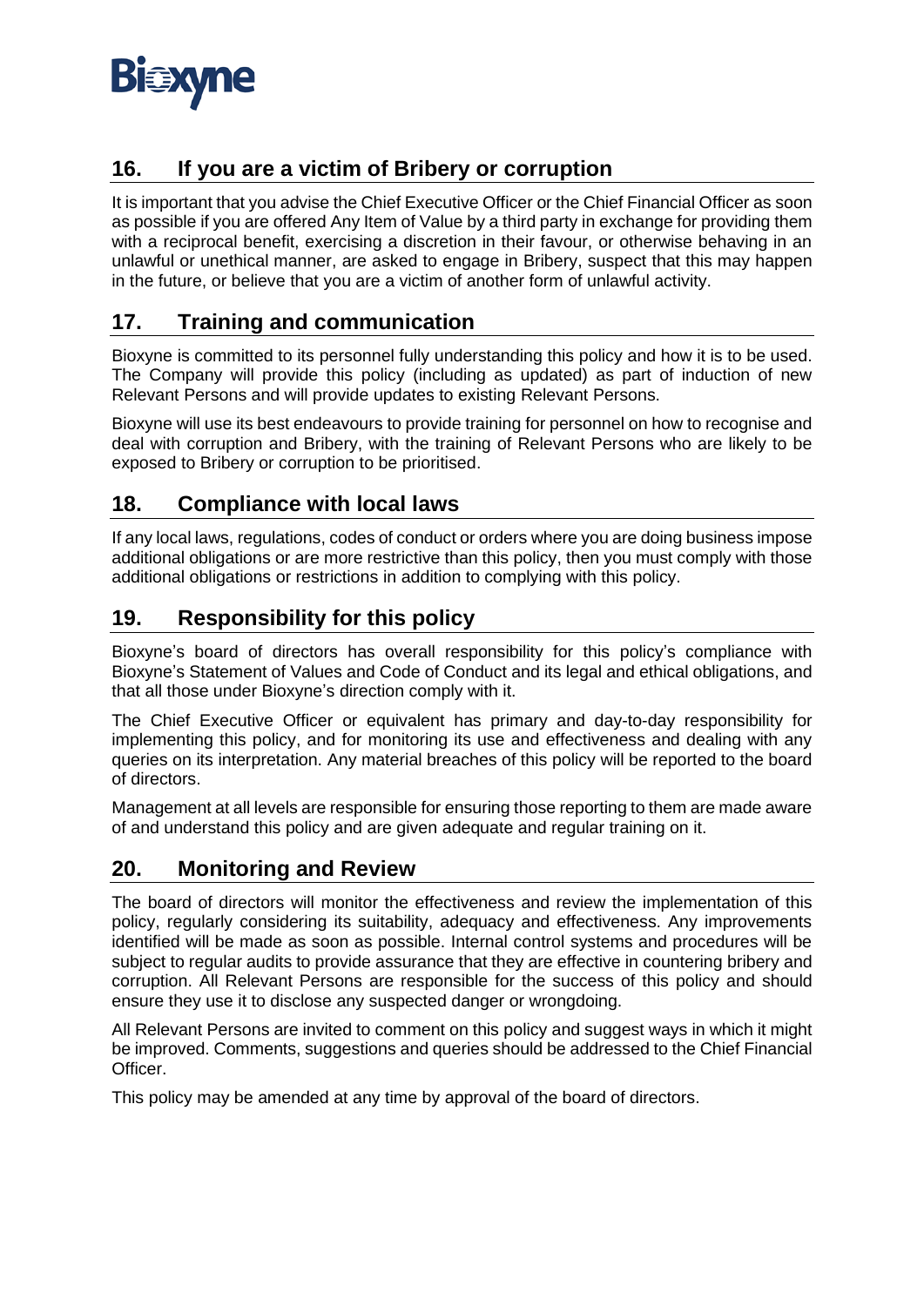## 16. If you are a victim of Bribery or corruption

It is important that you advise the Chief Executive Officer or the Chief Financial Officer as soon as possible if you are offered Any Item of Value by a third party in exchange for providing them with a reciprocal benefit, exercising a discretion in their favour, or otherwise behaving in an unlawful or unethical manner, are asked to engage in Bribery, suspect that this may happen in the future, or believe that you are a victim of another form of unlawful activity.

## 17. Training and communication

Bioxyne is committed to its personnel fully understanding this policy and how it is to be used. The Company will provide this policy (including as updated) as part of induction of new Relevant Persons and will provide updates to existing Relevant Persons.

Bioxyne will use its best endeavours to provide training for personnel on how to recognise and deal with corruption and Bribery, with the training of Relevant Persons who are likely to be exposed to Bribery or corruption to be prioritised.

## 18. Compliance with local laws

If any local laws, regulations, codes of conduct or orders where you are doing business impose additional obligations or are more restrictive than this policy, then you must comply with those additional obligations or restrictions in addition to complying with this policy.

## 19. Responsibility for this policy

Bioxyne's board of directors has overall responsibility for this policy's compliance with Bioxyne's Statement of Values and Code of Conduct and its legal and ethical obligations, and that all those under Bioxyne's direction comply with it.

The Chief Executive Officer or equivalent has primary and day-to-day responsibility for implementing this policy, and for monitoring its use and effectiveness and dealing with any queries on its interpretation. Any material breaches of this policy will be reported to the board of directors.

Management at all levels are responsible for ensuring those reporting to them are made aware of and understand this policy and are given adequate and regular training on it.

## 20. Monitoring and Review

The board of directors will monitor the effectiveness and review the implementation of this policy, regularly considering its suitability, adequacy and effectiveness. Any improvements identified will be made as soon as possible. Internal control systems and procedures will be subject to regular audits to provide assurance that they are effective in countering bribery and corruption. All Relevant Persons are responsible for the success of this policy and should ensure they use it to disclose any suspected danger or wrongdoing.

All Relevant Persons are invited to comment on this policy and suggest ways in which it might be improved. Comments, suggestions and queries should be addressed to the Chief Financial Officer.

This policy may be amended at any time by approval of the board of directors.